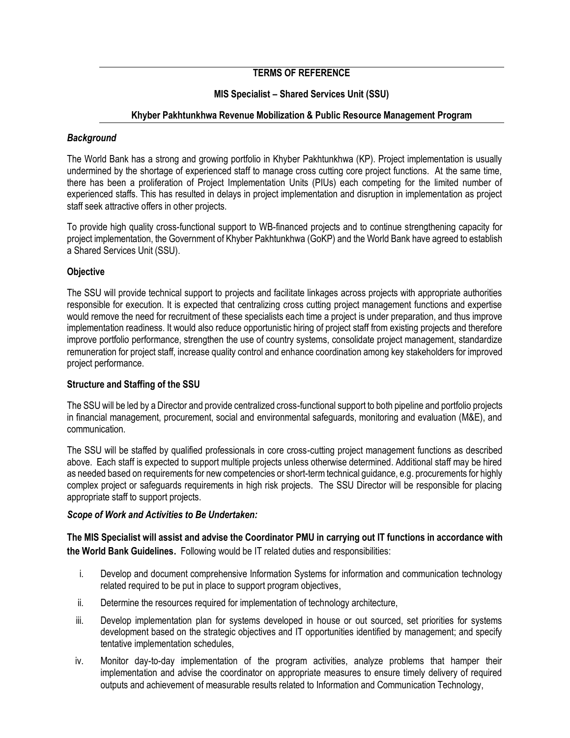**TERMS OF REFERENCE**

**MIS Specialist – Shared Services Unit (SSU)**

**Khyber Pakhtunkhwa Revenue Mobilization & Public Resource Management Program**

***Background***

The World Bank has a strong and growing portfolio in Khyber Pakhtunkhwa (KP). Project implementation is usually undermined by the shortage of experienced staff to manage cross cutting core project functions. At the same time, there has been a proliferation of Project Implementation Units (PIUs) each competing for the limited number of experienced staffs. This has resulted in delays in project implementation and disruption in implementation as project staff seek attractive offers in other projects.

To provide high quality cross-functional support to WB-financed projects and to continue strengthening capacity for project implementation, the Government of Khyber Pakhtunkhwa (GoKP) and the World Bank have agreed to establish a Shared Services Unit (SSU).

**Objective**

The SSU will provide technical support to projects and facilitate linkages across projects with appropriate authorities responsible for execution. It is expected that centralizing cross cutting project management functions and expertise would remove the need for recruitment of these specialists each time a project is under preparation, and thus improve implementation readiness. It would also reduce opportunistic hiring of project staff from existing projects and therefore improve portfolio performance, strengthen the use of country systems, consolidate project management, standardize remuneration for project staff, increase quality control and enhance coordination among key stakeholders for improved project performance.

**Structure and Staffing of the SSU**

The SSU will be led by a Director and provide centralized cross-functional support to both pipeline and portfolio projects in financial management, procurement, social and environmental safeguards, monitoring and evaluation (M&E), and communication.

The SSU will be staffed by qualified professionals in core cross-cutting project management functions as described above. Each staff is expected to support multiple projects unless otherwise determined. Additional staff may be hired as needed based on requirements for new competencies or short-term technical guidance, e.g. procurements for highly complex project or safeguards requirements in high risk projects. The SSU Director will be responsible for placing appropriate staff to support projects.

***Scope of Work and Activities to Be Undertaken:***

**The MIS Specialist will assist and advise the Coordinator PMU in carrying out IT functions in accordance with the World Bank Guidelines.** Following would be IT related duties and responsibilities:

i. Develop and document comprehensive Information Systems for information and communication technology related required to be put in place to support program objectives,

ii. Determine the resources required for implementation of technology architecture,

iii. Develop implementation plan for systems developed in house or out sourced, set priorities for systems development based on the strategic objectives and IT opportunities identified by management; and specify tentative implementation schedules,

iv. Monitor day-to-day implementation of the program activities, analyze problems that hamper their implementation and advise the coordinator on appropriate measures to ensure timely delivery of required outputs and achievement of measurable results related to Information and Communication Technology,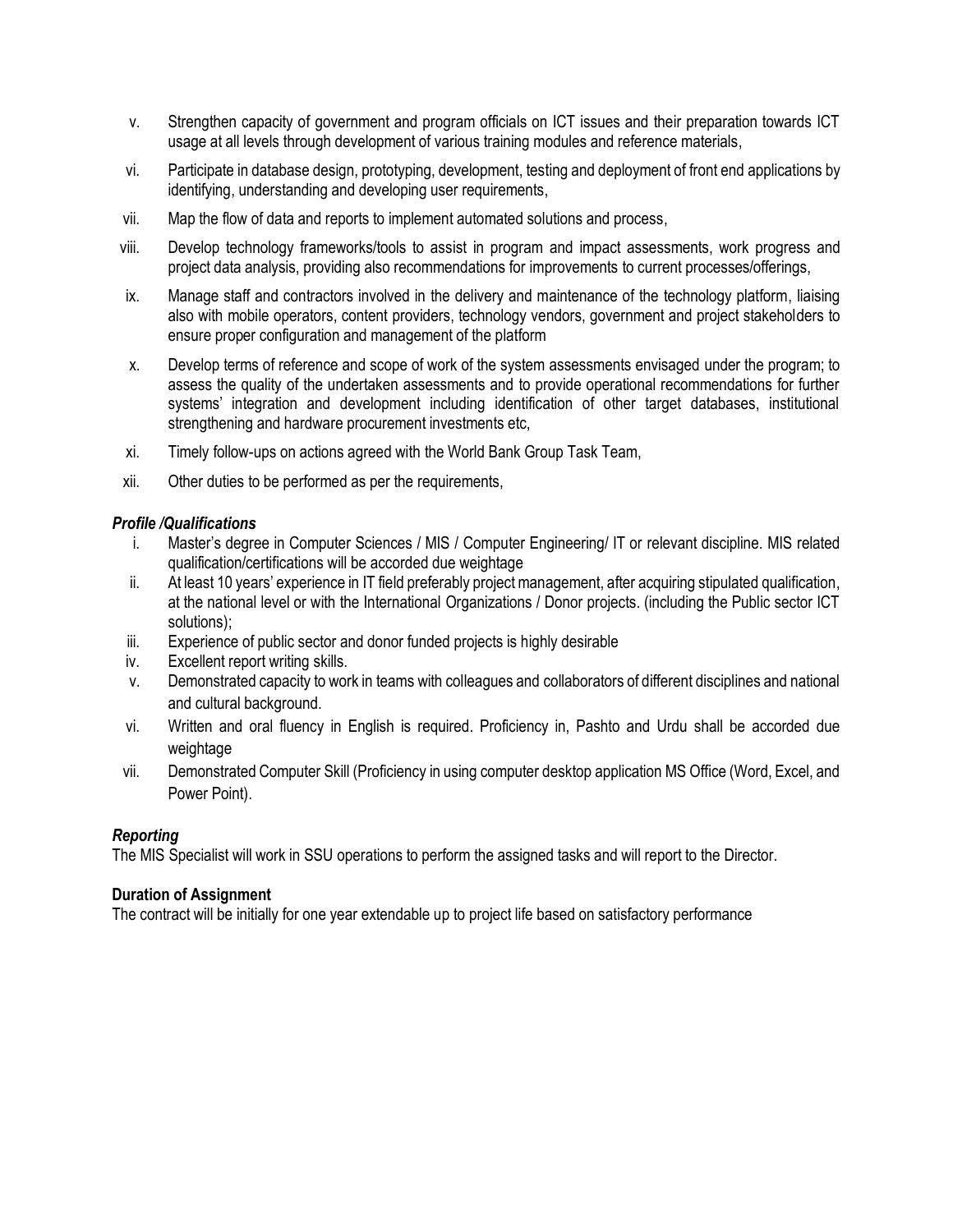v. Strengthen capacity of government and program officials on ICT issues and their preparation towards ICT usage at all levels through development of various training modules and reference materials,

vi. Participate in database design, prototyping, development, testing and deployment of front end applications by identifying, understanding and developing user requirements,

vii. Map the flow of data and reports to implement automated solutions and process,

viii. Develop technology frameworks/tools to assist in program and impact assessments, work progress and project data analysis, providing also recommendations for improvements to current processes/offerings,

ix. Manage staff and contractors involved in the delivery and maintenance of the technology platform, liaising also with mobile operators, content providers, technology vendors, government and project stakeholders to ensure proper configuration and management of the platform

x. Develop terms of reference and scope of work of the system assessments envisaged under the program; to assess the quality of the undertaken assessments and to provide operational recommendations for further systems' integration and development including identification of other target databases, institutional strengthening and hardware procurement investments etc,

xi. Timely follow-ups on actions agreed with the World Bank Group Task Team,

xii. Other duties to be performed as per the requirements,

***Profile /Qualifications***

i. Master's degree in Computer Sciences / MIS / Computer Engineering/ IT or relevant discipline. MIS related qualification/certifications will be accorded due weightage

ii. At least 10 years' experience in IT field preferably project management, after acquiring stipulated qualification, at the national level or with the International Organizations / Donor projects. (including the Public sector ICT solutions);

iii. Experience of public sector and donor funded projects is highly desirable

iv. Excellent report writing skills.

v. Demonstrated capacity to work in teams with colleagues and collaborators of different disciplines and national and cultural background.

vi. Written and oral fluency in English is required. Proficiency in, Pashto and Urdu shall be accorded due weightage

vii. Demonstrated Computer Skill (Proficiency in using computer desktop application MS Office (Word, Excel, and Power Point).

***Reporting***

The MIS Specialist will work in SSU operations to perform the assigned tasks and will report to the Director.

**Duration of Assignment**

The contract will be initially for one year extendable up to project life based on satisfactory performance